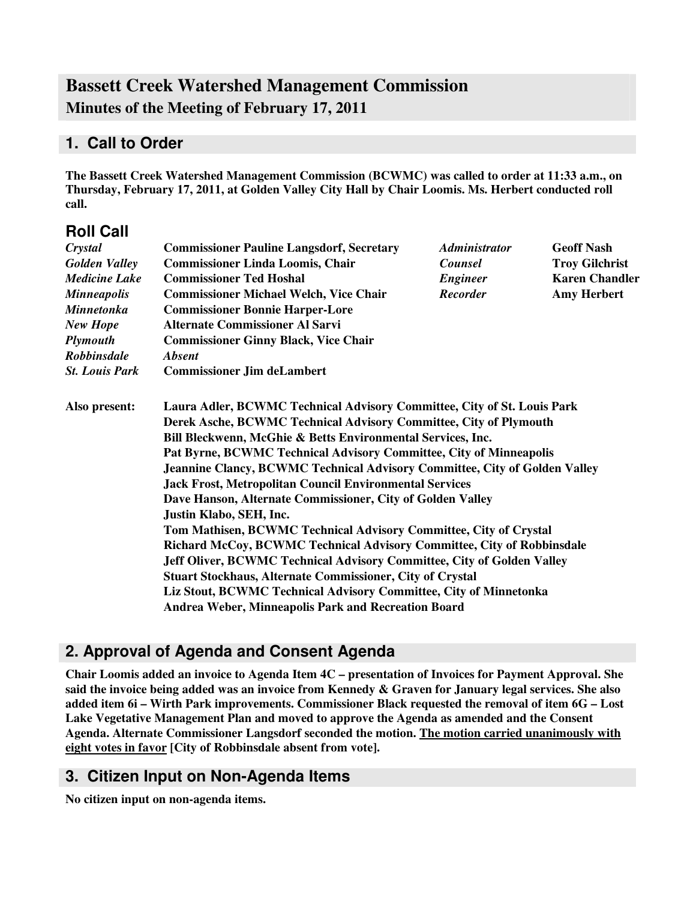# Bassett Creek Watershed Management Commission

## Minutes of the Meeting of February 17, 2011

## 1. Call to Order

**The Bassett Creek Watershed Management Commission (BCWMC) was called to order at 11:33 a.m., on Thursday, February 17, 2011, at Golden Valley City Hall by Chair Loomis. Ms. Herbert conducted roll call.**

## Roll Call

| | | | |
|---|---|---|---|
| ***Crystal*** | **Commissioner Pauline Langsdorf, Secretary** | ***Administrator*** | **Geoff Nash** |
| ***Golden Valley*** | **Commissioner Linda Loomis, Chair** | ***Counsel*** | **Troy Gilchrist** |
| ***Medicine Lake*** | **Commissioner Ted Hoshal** | ***Engineer*** | **Karen Chandler** |
| ***Minneapolis*** | **Commissioner Michael Welch, Vice Chair** | ***Recorder*** | **Amy Herbert** |
| ***Minnetonka*** | **Commissioner Bonnie Harper-Lore** | | |
| ***New Hope*** | **Alternate Commissioner Al Sarvi** | | |
| ***Plymouth*** | **Commissioner Ginny Black, Vice Chair** | | |
| ***Robbinsdale*** | ***Absent*** | | |
| ***St. Louis Park*** | **Commissioner Jim deLambert** | | |

**Also present:**

- **Laura Adler, BCWMC Technical Advisory Committee, City of St. Louis Park**
- **Derek Asche, BCWMC Technical Advisory Committee, City of Plymouth**
- **Bill Bleckwenn, McGhie & Betts Environmental Services, Inc.**
- **Pat Byrne, BCWMC Technical Advisory Committee, City of Minneapolis**
- **Jeannine Clancy, BCWMC Technical Advisory Committee, City of Golden Valley**
- **Jack Frost, Metropolitan Council Environmental Services**
- **Dave Hanson, Alternate Commissioner, City of Golden Valley**
- **Justin Klabo, SEH, Inc.**
- **Tom Mathisen, BCWMC Technical Advisory Committee, City of Crystal**
- **Richard McCoy, BCWMC Technical Advisory Committee, City of Robbinsdale**
- **Jeff Oliver, BCWMC Technical Advisory Committee, City of Golden Valley**
- **Stuart Stockhaus, Alternate Commissioner, City of Crystal**
- **Liz Stout, BCWMC Technical Advisory Committee, City of Minnetonka**
- **Andrea Weber, Minneapolis Park and Recreation Board**

## 2. Approval of Agenda and Consent Agenda

**Chair Loomis added an invoice to Agenda Item 4C – presentation of Invoices for Payment Approval. She said the invoice being added was an invoice from Kennedy & Graven for January legal services. She also added item 6i – Wirth Park improvements. Commissioner Black requested the removal of item 6G – Lost Lake Vegetative Management Plan and moved to approve the Agenda as amended and the Consent Agenda. Alternate Commissioner Langsdorf seconded the motion. <u>The motion carried unanimously with eight votes in favor</u> [City of Robbinsdale absent from vote].**

## 3. Citizen Input on Non-Agenda Items

**No citizen input on non-agenda items.**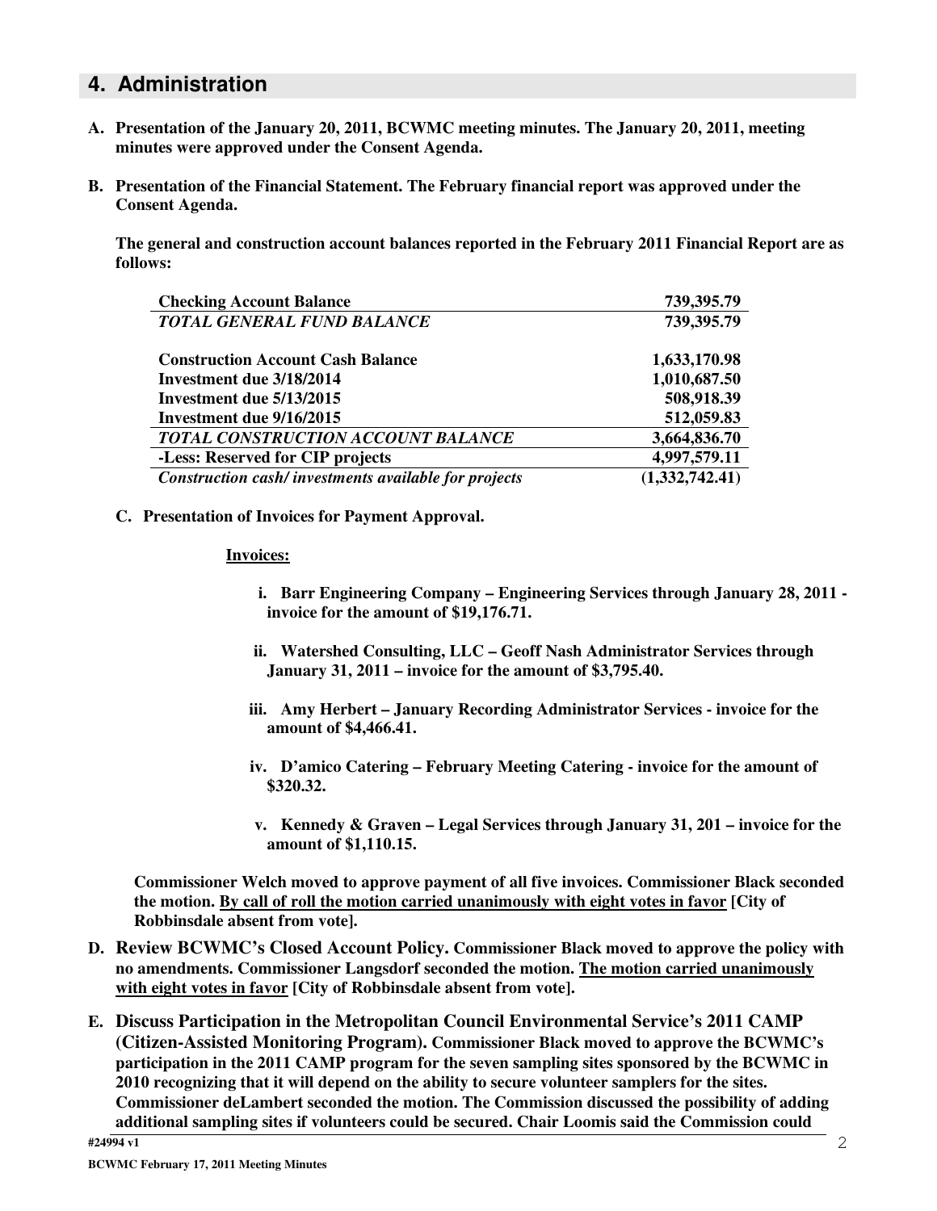## 4. Administration

**A. Presentation of the January 20, 2011, BCWMC meeting minutes. The January 20, 2011, meeting minutes were approved under the Consent Agenda.**

**B. Presentation of the Financial Statement. The February financial report was approved under the Consent Agenda.**

**The general and construction account balances reported in the February 2011 Financial Report are as follows:**

| | |
|---|---:|
| **Checking Account Balance** | **739,395.79** |
| ***TOTAL GENERAL FUND BALANCE*** | **739,395.79** |
| | |
| **Construction Account Cash Balance** | **1,633,170.98** |
| **Investment due 3/18/2014** | **1,010,687.50** |
| **Investment due 5/13/2015** | **508,918.39** |
| **Investment due 9/16/2015** | **512,059.83** |
| ***TOTAL CONSTRUCTION ACCOUNT BALANCE*** | **3,664,836.70** |
| **-Less: Reserved for CIP projects** | **4,997,579.11** |
| ***Construction cash/ investments available for projects*** | **(1,332,742.41)** |

**C. Presentation of Invoices for Payment Approval.**

**Invoices:**

i. **Barr Engineering Company – Engineering Services through January 28, 2011 - invoice for the amount of $19,176.71.**

ii. **Watershed Consulting, LLC – Geoff Nash Administrator Services through January 31, 2011 – invoice for the amount of $3,795.40.**

iii. **Amy Herbert – January Recording Administrator Services - invoice for the amount of $4,466.41.**

iv. **D'amico Catering – February Meeting Catering - invoice for the amount of $320.32.**

v. **Kennedy & Graven – Legal Services through January 31, 201 – invoice for the amount of $1,110.15.**

**Commissioner Welch moved to approve payment of all five invoices. Commissioner Black seconded the motion. By call of roll the motion carried unanimously with eight votes in favor [City of Robbinsdale absent from vote].**

**D. Review BCWMC's Closed Account Policy. Commissioner Black moved to approve the policy with no amendments. Commissioner Langsdorf seconded the motion. The motion carried unanimously with eight votes in favor [City of Robbinsdale absent from vote].**

**E. Discuss Participation in the Metropolitan Council Environmental Service's 2011 CAMP (Citizen-Assisted Monitoring Program). Commissioner Black moved to approve the BCWMC's participation in the 2011 CAMP program for the seven sampling sites sponsored by the BCWMC in 2010 recognizing that it will depend on the ability to secure volunteer samplers for the sites. Commissioner deLambert seconded the motion. The Commission discussed the possibility of adding additional sampling sites if volunteers could be secured. Chair Loomis said the Commission could**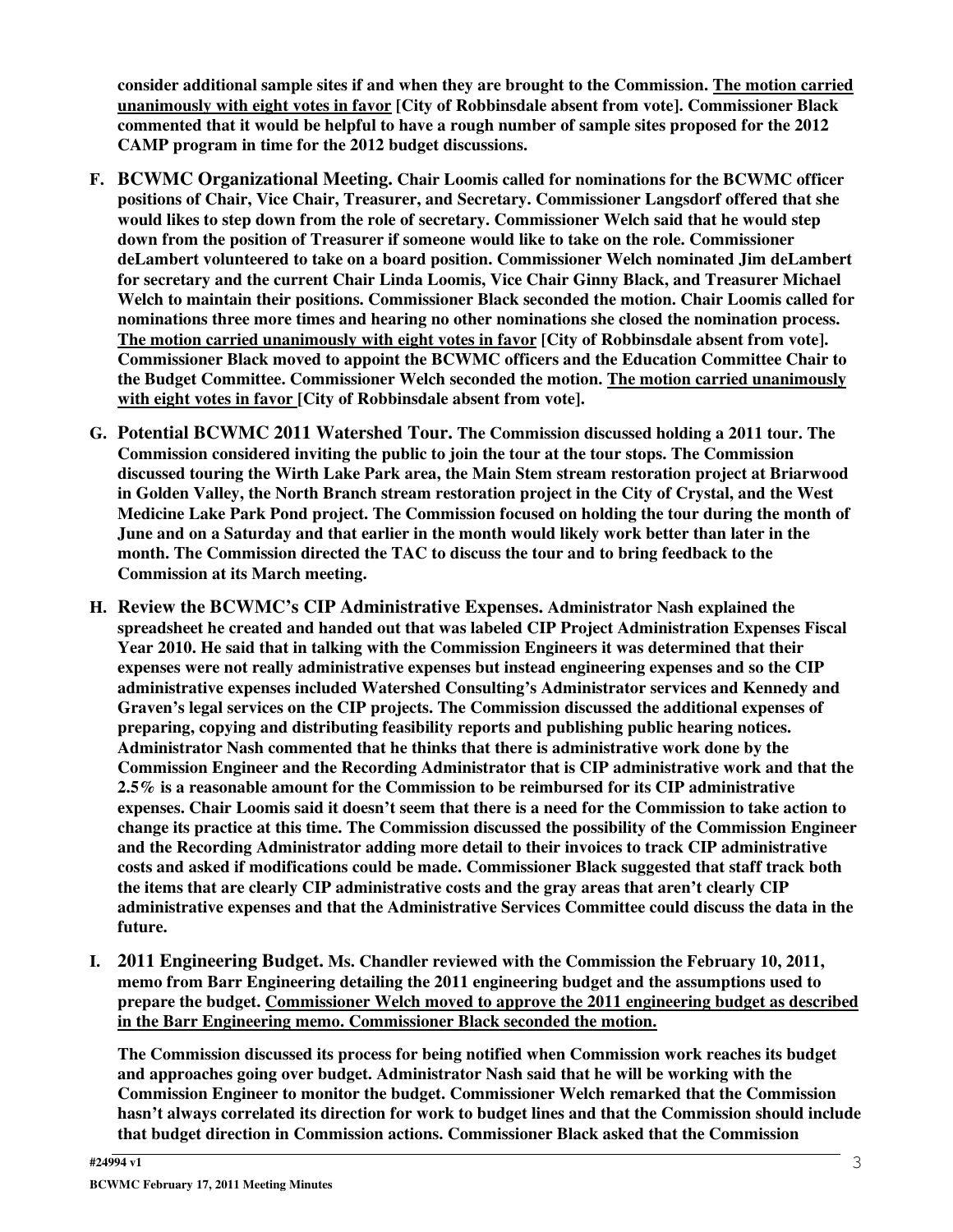**consider additional sample sites if and when they are brought to the Commission. <u>The motion carried unanimously with eight votes in favor</u> [City of Robbinsdale absent from vote]. Commissioner Black commented that it would be helpful to have a rough number of sample sites proposed for the 2012 CAMP program in time for the 2012 budget discussions.**

**F. BCWMC Organizational Meeting. Chair Loomis called for nominations for the BCWMC officer positions of Chair, Vice Chair, Treasurer, and Secretary. Commissioner Langsdorf offered that she would likes to step down from the role of secretary. Commissioner Welch said that he would step down from the position of Treasurer if someone would like to take on the role. Commissioner deLambert volunteered to take on a board position. Commissioner Welch nominated Jim deLambert for secretary and the current Chair Linda Loomis, Vice Chair Ginny Black, and Treasurer Michael Welch to maintain their positions. Commissioner Black seconded the motion. Chair Loomis called for nominations three more times and hearing no other nominations she closed the nomination process. <u>The motion carried unanimously with eight votes in favor</u> [City of Robbinsdale absent from vote]. Commissioner Black moved to appoint the BCWMC officers and the Education Committee Chair to the Budget Committee. Commissioner Welch seconded the motion. <u>The motion carried unanimously with eight votes in favor</u> [City of Robbinsdale absent from vote].**

**G. Potential BCWMC 2011 Watershed Tour. The Commission discussed holding a 2011 tour. The Commission considered inviting the public to join the tour at the tour stops. The Commission discussed touring the Wirth Lake Park area, the Main Stem stream restoration project at Briarwood in Golden Valley, the North Branch stream restoration project in the City of Crystal, and the West Medicine Lake Park Pond project. The Commission focused on holding the tour during the month of June and on a Saturday and that earlier in the month would likely work better than later in the month. The Commission directed the TAC to discuss the tour and to bring feedback to the Commission at its March meeting.**

**H. Review the BCWMC's CIP Administrative Expenses. Administrator Nash explained the spreadsheet he created and handed out that was labeled CIP Project Administration Expenses Fiscal Year 2010. He said that in talking with the Commission Engineers it was determined that their expenses were not really administrative expenses but instead engineering expenses and so the CIP administrative expenses included Watershed Consulting's Administrator services and Kennedy and Graven's legal services on the CIP projects. The Commission discussed the additional expenses of preparing, copying and distributing feasibility reports and publishing public hearing notices. Administrator Nash commented that he thinks that there is administrative work done by the Commission Engineer and the Recording Administrator that is CIP administrative work and that the 2.5% is a reasonable amount for the Commission to be reimbursed for its CIP administrative expenses. Chair Loomis said it doesn't seem that there is a need for the Commission to take action to change its practice at this time. The Commission discussed the possibility of the Commission Engineer and the Recording Administrator adding more detail to their invoices to track CIP administrative costs and asked if modifications could be made. Commissioner Black suggested that staff track both the items that are clearly CIP administrative costs and the gray areas that aren't clearly CIP administrative expenses and that the Administrative Services Committee could discuss the data in the future.**

**I. 2011 Engineering Budget. Ms. Chandler reviewed with the Commission the February 10, 2011, memo from Barr Engineering detailing the 2011 engineering budget and the assumptions used to prepare the budget. <u>Commissioner Welch moved to approve the 2011 engineering budget as described in the Barr Engineering memo. Commissioner Black seconded the motion.</u>**

**The Commission discussed its process for being notified when Commission work reaches its budget and approaches going over budget. Administrator Nash said that he will be working with the Commission Engineer to monitor the budget. Commissioner Welch remarked that the Commission hasn't always correlated its direction for work to budget lines and that the Commission should include that budget direction in Commission actions. Commissioner Black asked that the Commission**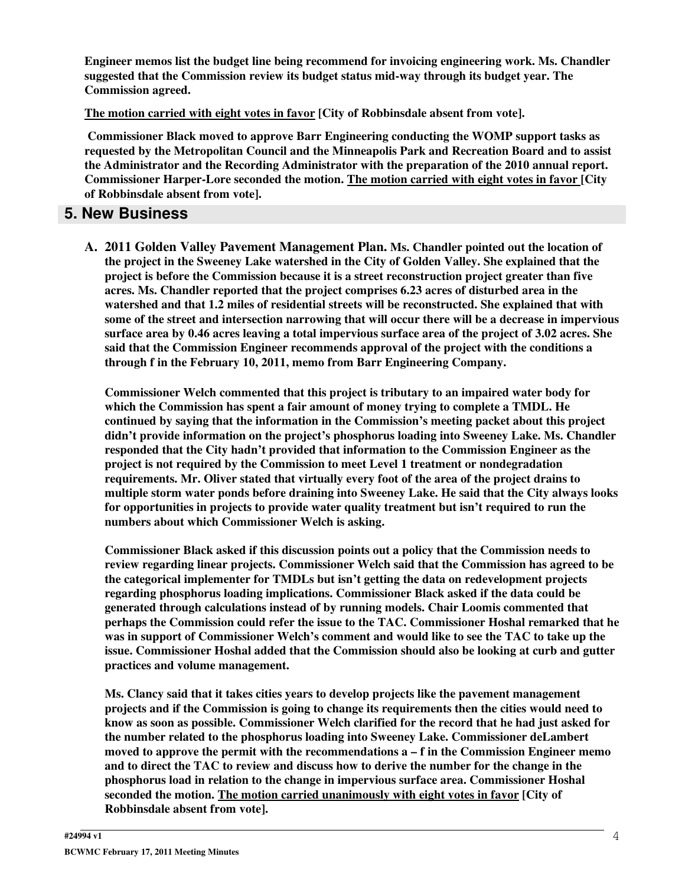**Engineer memos list the budget line being recommend for invoicing engineering work. Ms. Chandler suggested that the Commission review its budget status mid-way through its budget year. The Commission agreed.**

**The motion carried with eight votes in favor [City of Robbinsdale absent from vote].**

**Commissioner Black moved to approve Barr Engineering conducting the WOMP support tasks as requested by the Metropolitan Council and the Minneapolis Park and Recreation Board and to assist the Administrator and the Recording Administrator with the preparation of the 2010 annual report. Commissioner Harper-Lore seconded the motion. The motion carried with eight votes in favor [City of Robbinsdale absent from vote].**

## 5. New Business

**A. 2011 Golden Valley Pavement Management Plan. Ms. Chandler pointed out the location of the project in the Sweeney Lake watershed in the City of Golden Valley. She explained that the project is before the Commission because it is a street reconstruction project greater than five acres. Ms. Chandler reported that the project comprises 6.23 acres of disturbed area in the watershed and that 1.2 miles of residential streets will be reconstructed. She explained that with some of the street and intersection narrowing that will occur there will be a decrease in impervious surface area by 0.46 acres leaving a total impervious surface area of the project of 3.02 acres. She said that the Commission Engineer recommends approval of the project with the conditions a through f in the February 10, 2011, memo from Barr Engineering Company.**

**Commissioner Welch commented that this project is tributary to an impaired water body for which the Commission has spent a fair amount of money trying to complete a TMDL. He continued by saying that the information in the Commission's meeting packet about this project didn't provide information on the project's phosphorus loading into Sweeney Lake. Ms. Chandler responded that the City hadn't provided that information to the Commission Engineer as the project is not required by the Commission to meet Level 1 treatment or nondegradation requirements. Mr. Oliver stated that virtually every foot of the area of the project drains to multiple storm water ponds before draining into Sweeney Lake. He said that the City always looks for opportunities in projects to provide water quality treatment but isn't required to run the numbers about which Commissioner Welch is asking.**

**Commissioner Black asked if this discussion points out a policy that the Commission needs to review regarding linear projects. Commissioner Welch said that the Commission has agreed to be the categorical implementer for TMDLs but isn't getting the data on redevelopment projects regarding phosphorus loading implications. Commissioner Black asked if the data could be generated through calculations instead of by running models. Chair Loomis commented that perhaps the Commission could refer the issue to the TAC. Commissioner Hoshal remarked that he was in support of Commissioner Welch's comment and would like to see the TAC to take up the issue. Commissioner Hoshal added that the Commission should also be looking at curb and gutter practices and volume management.**

**Ms. Clancy said that it takes cities years to develop projects like the pavement management projects and if the Commission is going to change its requirements then the cities would need to know as soon as possible. Commissioner Welch clarified for the record that he had just asked for the number related to the phosphorus loading into Sweeney Lake. Commissioner deLambert moved to approve the permit with the recommendations a – f in the Commission Engineer memo and to direct the TAC to review and discuss how to derive the number for the change in the phosphorus load in relation to the change in impervious surface area. Commissioner Hoshal seconded the motion. The motion carried unanimously with eight votes in favor [City of Robbinsdale absent from vote].**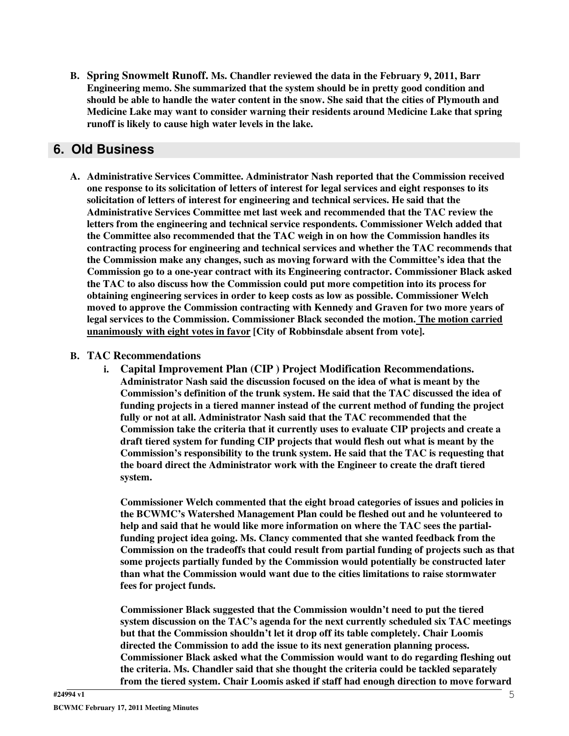**B. Spring Snowmelt Runoff.** **Ms. Chandler reviewed the data in the February 9, 2011, Barr Engineering memo. She summarized that the system should be in pretty good condition and should be able to handle the water content in the snow. She said that the cities of Plymouth and Medicine Lake may want to consider warning their residents around Medicine Lake that spring runoff is likely to cause high water levels in the lake.**

## 6. Old Business

**A. Administrative Services Committee. Administrator Nash reported that the Commission received one response to its solicitation of letters of interest for legal services and eight responses to its solicitation of letters of interest for engineering and technical services. He said that the Administrative Services Committee met last week and recommended that the TAC review the letters from the engineering and technical service respondents. Commissioner Welch added that the Committee also recommended that the TAC weigh in on how the Commission handles its contracting process for engineering and technical services and whether the TAC recommends that the Commission make any changes, such as moving forward with the Committee's idea that the Commission go to a one-year contract with its Engineering contractor. Commissioner Black asked the TAC to also discuss how the Commission could put more competition into its process for obtaining engineering services in order to keep costs as low as possible. Commissioner Welch moved to approve the Commission contracting with Kennedy and Graven for two more years of legal services to the Commission. Commissioner Black seconded the motion. <u>The motion carried unanimously with eight votes in favor</u> [City of Robbinsdale absent from vote].**

**B. TAC Recommendations**

**i. Capital Improvement Plan (CIP ) Project Modification Recommendations. Administrator Nash said the discussion focused on the idea of what is meant by the Commission's definition of the trunk system. He said that the TAC discussed the idea of funding projects in a tiered manner instead of the current method of funding the project fully or not at all. Administrator Nash said that the TAC recommended that the Commission take the criteria that it currently uses to evaluate CIP projects and create a draft tiered system for funding CIP projects that would flesh out what is meant by the Commission's responsibility to the trunk system. He said that the TAC is requesting that the board direct the Administrator work with the Engineer to create the draft tiered system.**

**Commissioner Welch commented that the eight broad categories of issues and policies in the BCWMC's Watershed Management Plan could be fleshed out and he volunteered to help and said that he would like more information on where the TAC sees the partial-funding project idea going. Ms. Clancy commented that she wanted feedback from the Commission on the tradeoffs that could result from partial funding of projects such as that some projects partially funded by the Commission would potentially be constructed later than what the Commission would want due to the cities limitations to raise stormwater fees for project funds.**

**Commissioner Black suggested that the Commission wouldn't need to put the tiered system discussion on the TAC's agenda for the next currently scheduled six TAC meetings but that the Commission shouldn't let it drop off its table completely. Chair Loomis directed the Commission to add the issue to its next generation planning process. Commissioner Black asked what the Commission would want to do regarding fleshing out the criteria. Ms. Chandler said that she thought the criteria could be tackled separately from the tiered system. Chair Loomis asked if staff had enough direction to move forward**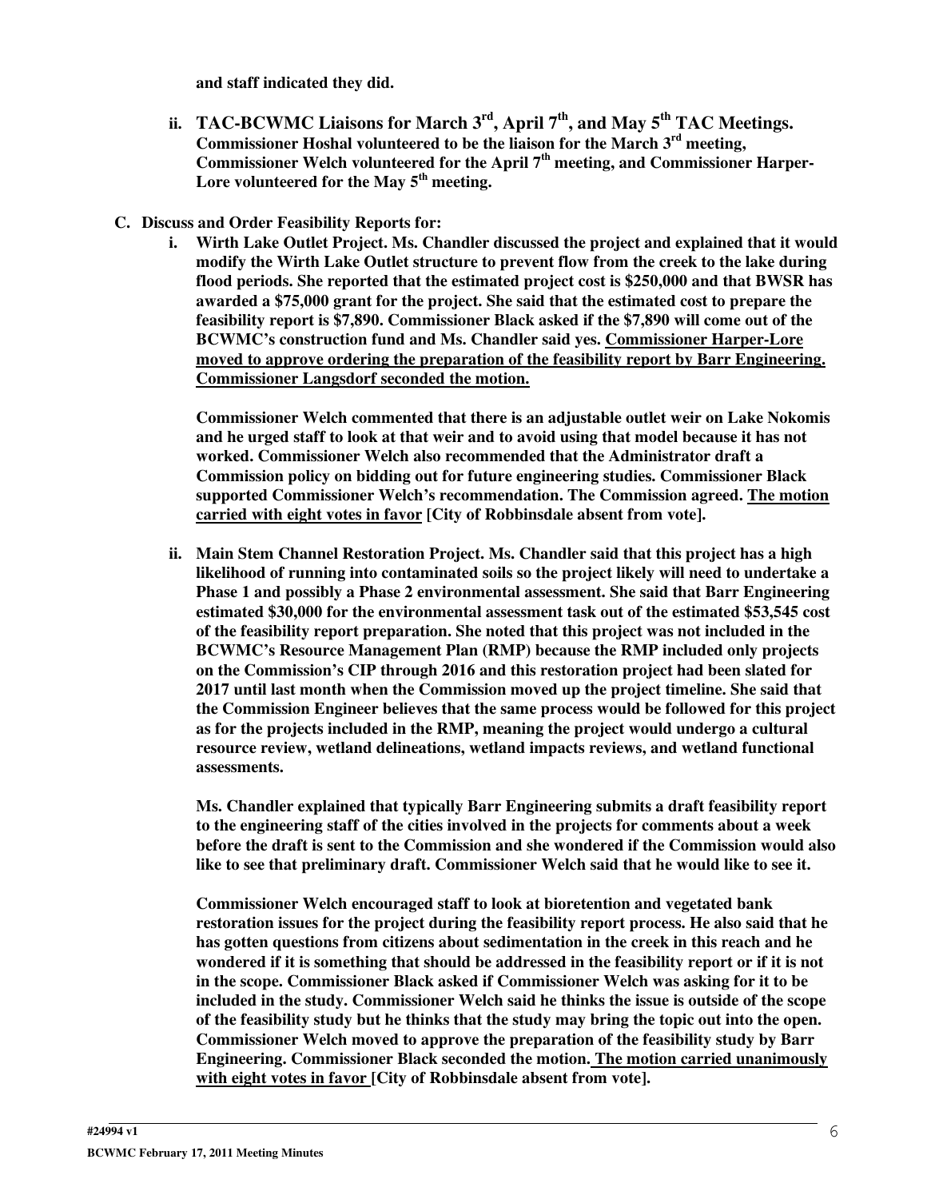**and staff indicated they did.**

**ii. TAC-BCWMC Liaisons for March 3rd, April 7th, and May 5th TAC Meetings. Commissioner Hoshal volunteered to be the liaison for the March 3rd meeting, Commissioner Welch volunteered for the April 7th meeting, and Commissioner Harper-Lore volunteered for the May 5th meeting.**

**C. Discuss and Order Feasibility Reports for:**

**i. Wirth Lake Outlet Project. Ms. Chandler discussed the project and explained that it would modify the Wirth Lake Outlet structure to prevent flow from the creek to the lake during flood periods. She reported that the estimated project cost is $250,000 and that BWSR has awarded a $75,000 grant for the project. She said that the estimated cost to prepare the feasibility report is $7,890. Commissioner Black asked if the $7,890 will come out of the BCWMC's construction fund and Ms. Chandler said yes. <u>Commissioner Harper-Lore moved to approve ordering the preparation of the feasibility report by Barr Engineering. Commissioner Langsdorf seconded the motion.</u>**

**Commissioner Welch commented that there is an adjustable outlet weir on Lake Nokomis and he urged staff to look at that weir and to avoid using that model because it has not worked. Commissioner Welch also recommended that the Administrator draft a Commission policy on bidding out for future engineering studies. Commissioner Black supported Commissioner Welch's recommendation. The Commission agreed. <u>The motion carried with eight votes in favor</u> [City of Robbinsdale absent from vote].**

**ii. Main Stem Channel Restoration Project. Ms. Chandler said that this project has a high likelihood of running into contaminated soils so the project likely will need to undertake a Phase 1 and possibly a Phase 2 environmental assessment. She said that Barr Engineering estimated $30,000 for the environmental assessment task out of the estimated $53,545 cost of the feasibility report preparation. She noted that this project was not included in the BCWMC's Resource Management Plan (RMP) because the RMP included only projects on the Commission's CIP through 2016 and this restoration project had been slated for 2017 until last month when the Commission moved up the project timeline. She said that the Commission Engineer believes that the same process would be followed for this project as for the projects included in the RMP, meaning the project would undergo a cultural resource review, wetland delineations, wetland impacts reviews, and wetland functional assessments.**

**Ms. Chandler explained that typically Barr Engineering submits a draft feasibility report to the engineering staff of the cities involved in the projects for comments about a week before the draft is sent to the Commission and she wondered if the Commission would also like to see that preliminary draft. Commissioner Welch said that he would like to see it.**

**Commissioner Welch encouraged staff to look at bioretention and vegetated bank restoration issues for the project during the feasibility report process. He also said that he has gotten questions from citizens about sedimentation in the creek in this reach and he wondered if it is something that should be addressed in the feasibility report or if it is not in the scope. Commissioner Black asked if Commissioner Welch was asking for it to be included in the study. Commissioner Welch said he thinks the issue is outside of the scope of the feasibility study but he thinks that the study may bring the topic out into the open. Commissioner Welch moved to approve the preparation of the feasibility study by Barr Engineering. Commissioner Black seconded the motion. <u>The motion carried unanimously with eight votes in favor</u> [City of Robbinsdale absent from vote].**

#24994 v1

BCWMC February 17, 2011 Meeting Minutes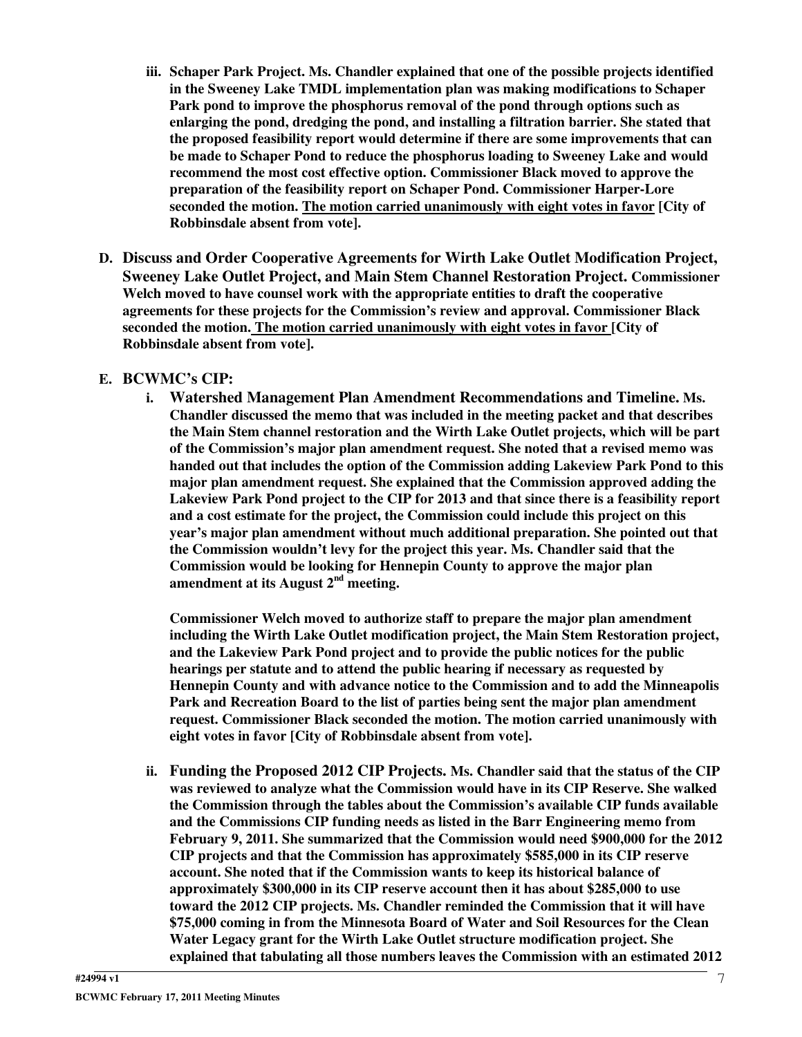iii. **Schaper Park Project. Ms. Chandler explained that one of the possible projects identified in the Sweeney Lake TMDL implementation plan was making modifications to Schaper Park pond to improve the phosphorus removal of the pond through options such as enlarging the pond, dredging the pond, and installing a filtration barrier. She stated that the proposed feasibility report would determine if there are some improvements that can be made to Schaper Pond to reduce the phosphorus loading to Sweeney Lake and would recommend the most cost effective option. Commissioner Black moved to approve the preparation of the feasibility report on Schaper Pond. Commissioner Harper-Lore seconded the motion. <u>The motion carried unanimously with eight votes in favor</u> [City of Robbinsdale absent from vote].**

**D. Discuss and Order Cooperative Agreements for Wirth Lake Outlet Modification Project, Sweeney Lake Outlet Project, and Main Stem Channel Restoration Project. Commissioner Welch moved to have counsel work with the appropriate entities to draft the cooperative agreements for these projects for the Commission's review and approval. Commissioner Black seconded the motion. <u>The motion carried unanimously with eight votes in favor</u> [City of Robbinsdale absent from vote].**

**E. BCWMC's CIP:**

i. **Watershed Management Plan Amendment Recommendations and Timeline. Ms. Chandler discussed the memo that was included in the meeting packet and that describes the Main Stem channel restoration and the Wirth Lake Outlet projects, which will be part of the Commission's major plan amendment request. She noted that a revised memo was handed out that includes the option of the Commission adding Lakeview Park Pond to this major plan amendment request. She explained that the Commission approved adding the Lakeview Park Pond project to the CIP for 2013 and that since there is a feasibility report and a cost estimate for the project, the Commission could include this project on this year's major plan amendment without much additional preparation. She pointed out that the Commission wouldn't levy for the project this year. Ms. Chandler said that the Commission would be looking for Hennepin County to approve the major plan amendment at its August 2nd meeting.**

   **Commissioner Welch moved to authorize staff to prepare the major plan amendment including the Wirth Lake Outlet modification project, the Main Stem Restoration project, and the Lakeview Park Pond project and to provide the public notices for the public hearings per statute and to attend the public hearing if necessary as requested by Hennepin County and with advance notice to the Commission and to add the Minneapolis Park and Recreation Board to the list of parties being sent the major plan amendment request. Commissioner Black seconded the motion. The motion carried unanimously with eight votes in favor [City of Robbinsdale absent from vote].**

ii. **Funding the Proposed 2012 CIP Projects. Ms. Chandler said that the status of the CIP was reviewed to analyze what the Commission would have in its CIP Reserve. She walked the Commission through the tables about the Commission's available CIP funds available and the Commissions CIP funding needs as listed in the Barr Engineering memo from February 9, 2011. She summarized that the Commission would need $900,000 for the 2012 CIP projects and that the Commission has approximately $585,000 in its CIP reserve account. She noted that if the Commission wants to keep its historical balance of approximately $300,000 in its CIP reserve account then it has about $285,000 to use toward the 2012 CIP projects. Ms. Chandler reminded the Commission that it will have $75,000 coming in from the Minnesota Board of Water and Soil Resources for the Clean Water Legacy grant for the Wirth Lake Outlet structure modification project. She explained that tabulating all those numbers leaves the Commission with an estimated 2012**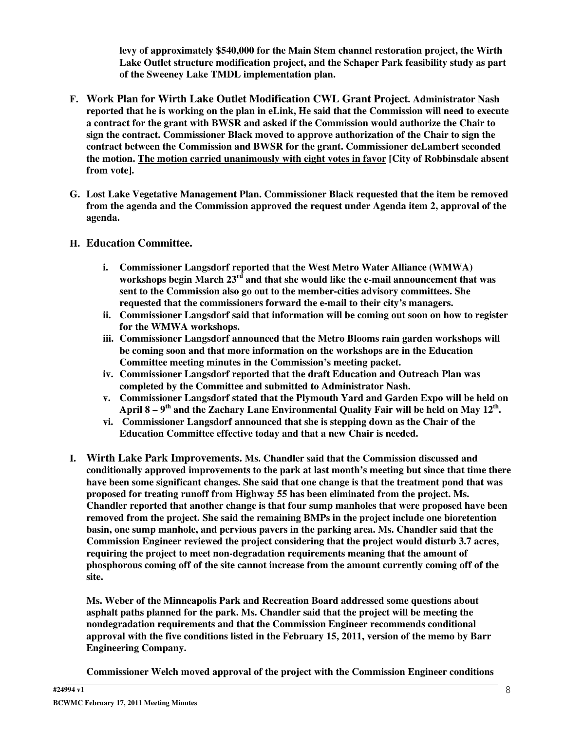**levy of approximately $540,000 for the Main Stem channel restoration project, the Wirth Lake Outlet structure modification project, and the Schaper Park feasibility study as part of the Sweeney Lake TMDL implementation plan.**

**F. Work Plan for Wirth Lake Outlet Modification CWL Grant Project. Administrator Nash reported that he is working on the plan in eLink, He said that the Commission will need to execute a contract for the grant with BWSR and asked if the Commission would authorize the Chair to sign the contract. Commissioner Black moved to approve authorization of the Chair to sign the contract between the Commission and BWSR for the grant. Commissioner deLambert seconded the motion. <u>The motion carried unanimously with eight votes in favor</u> [City of Robbinsdale absent from vote].**

**G. Lost Lake Vegetative Management Plan. Commissioner Black requested that the item be removed from the agenda and the Commission approved the request under Agenda item 2, approval of the agenda.**

**H. Education Committee.**

**i. Commissioner Langsdorf reported that the West Metro Water Alliance (WMWA) workshops begin March 23rd and that she would like the e-mail announcement that was sent to the Commission also go out to the member-cities advisory committees. She requested that the commissioners forward the e-mail to their city's managers.**

**ii. Commissioner Langsdorf said that information will be coming out soon on how to register for the WMWA workshops.**

**iii. Commissioner Langsdorf announced that the Metro Blooms rain garden workshops will be coming soon and that more information on the workshops are in the Education Committee meeting minutes in the Commission's meeting packet.**

**iv. Commissioner Langsdorf reported that the draft Education and Outreach Plan was completed by the Committee and submitted to Administrator Nash.**

**v. Commissioner Langsdorf stated that the Plymouth Yard and Garden Expo will be held on April 8 – 9th and the Zachary Lane Environmental Quality Fair will be held on May 12th.**

**vi. Commissioner Langsdorf announced that she is stepping down as the Chair of the Education Committee effective today and that a new Chair is needed.**

**I. Wirth Lake Park Improvements. Ms. Chandler said that the Commission discussed and conditionally approved improvements to the park at last month's meeting but since that time there have been some significant changes. She said that one change is that the treatment pond that was proposed for treating runoff from Highway 55 has been eliminated from the project. Ms. Chandler reported that another change is that four sump manholes that were proposed have been removed from the project. She said the remaining BMPs in the project include one bioretention basin, one sump manhole, and pervious pavers in the parking area. Ms. Chandler said that the Commission Engineer reviewed the project considering that the project would disturb 3.7 acres, requiring the project to meet non-degradation requirements meaning that the amount of phosphorous coming off of the site cannot increase from the amount currently coming off of the site.**

**Ms. Weber of the Minneapolis Park and Recreation Board addressed some questions about asphalt paths planned for the park. Ms. Chandler said that the project will be meeting the nondegradation requirements and that the Commission Engineer recommends conditional approval with the five conditions listed in the February 15, 2011, version of the memo by Barr Engineering Company.**

**Commissioner Welch moved approval of the project with the Commission Engineer conditions**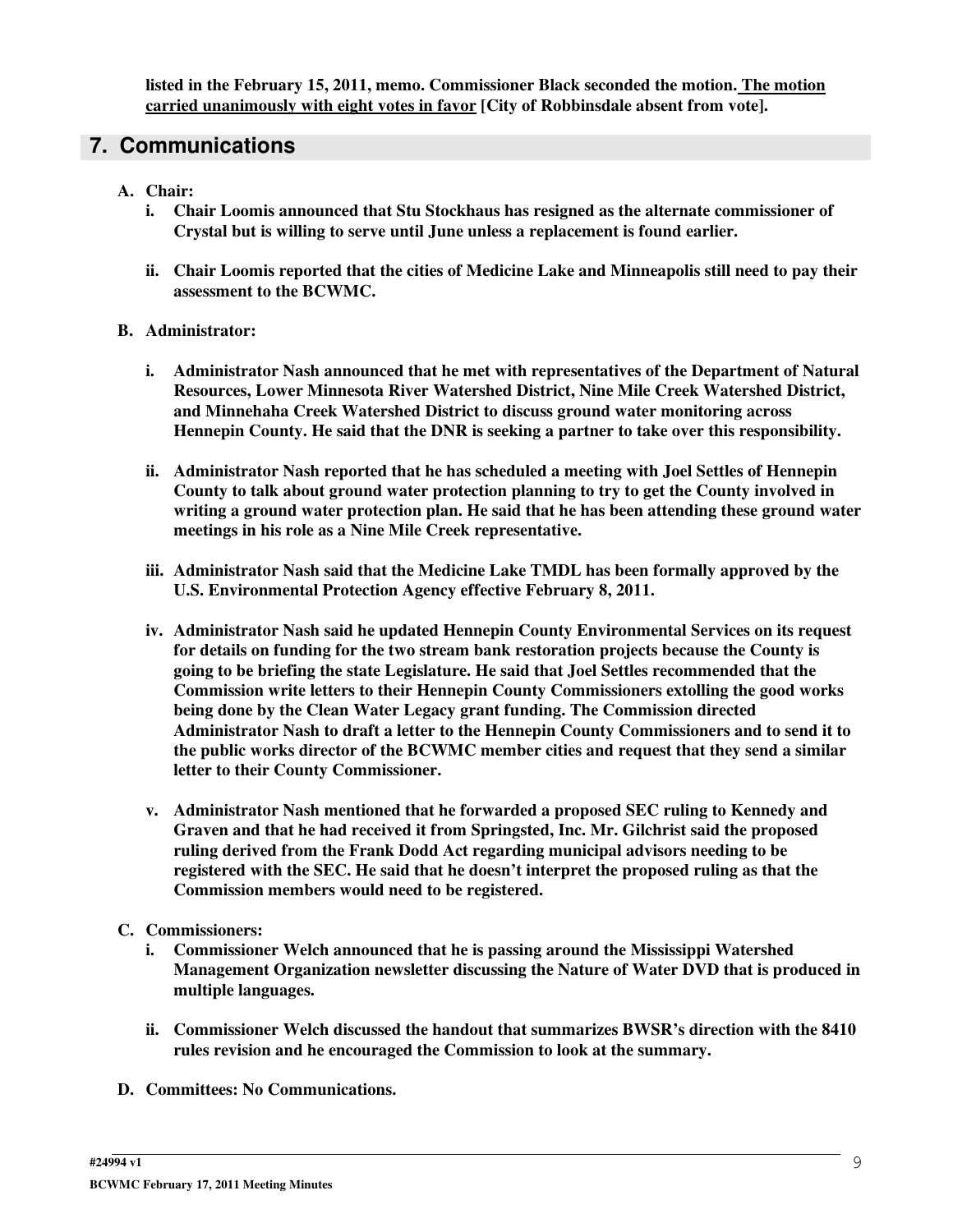**listed in the February 15, 2011, memo. Commissioner Black seconded the motion. The motion carried unanimously with eight votes in favor [City of Robbinsdale absent from vote].**

## 7. Communications

**A. Chair:**

**i. Chair Loomis announced that Stu Stockhaus has resigned as the alternate commissioner of Crystal but is willing to serve until June unless a replacement is found earlier.**

**ii. Chair Loomis reported that the cities of Medicine Lake and Minneapolis still need to pay their assessment to the BCWMC.**

**B. Administrator:**

**i. Administrator Nash announced that he met with representatives of the Department of Natural Resources, Lower Minnesota River Watershed District, Nine Mile Creek Watershed District, and Minnehaha Creek Watershed District to discuss ground water monitoring across Hennepin County. He said that the DNR is seeking a partner to take over this responsibility.**

**ii. Administrator Nash reported that he has scheduled a meeting with Joel Settles of Hennepin County to talk about ground water protection planning to try to get the County involved in writing a ground water protection plan. He said that he has been attending these ground water meetings in his role as a Nine Mile Creek representative.**

**iii. Administrator Nash said that the Medicine Lake TMDL has been formally approved by the U.S. Environmental Protection Agency effective February 8, 2011.**

**iv. Administrator Nash said he updated Hennepin County Environmental Services on its request for details on funding for the two stream bank restoration projects because the County is going to be briefing the state Legislature. He said that Joel Settles recommended that the Commission write letters to their Hennepin County Commissioners extolling the good works being done by the Clean Water Legacy grant funding. The Commission directed Administrator Nash to draft a letter to the Hennepin County Commissioners and to send it to the public works director of the BCWMC member cities and request that they send a similar letter to their County Commissioner.**

**v. Administrator Nash mentioned that he forwarded a proposed SEC ruling to Kennedy and Graven and that he had received it from Springsted, Inc. Mr. Gilchrist said the proposed ruling derived from the Frank Dodd Act regarding municipal advisors needing to be registered with the SEC. He said that he doesn't interpret the proposed ruling as that the Commission members would need to be registered.**

**C. Commissioners:**

**i. Commissioner Welch announced that he is passing around the Mississippi Watershed Management Organization newsletter discussing the Nature of Water DVD that is produced in multiple languages.**

**ii. Commissioner Welch discussed the handout that summarizes BWSR's direction with the 8410 rules revision and he encouraged the Commission to look at the summary.**

**D. Committees: No Communications.**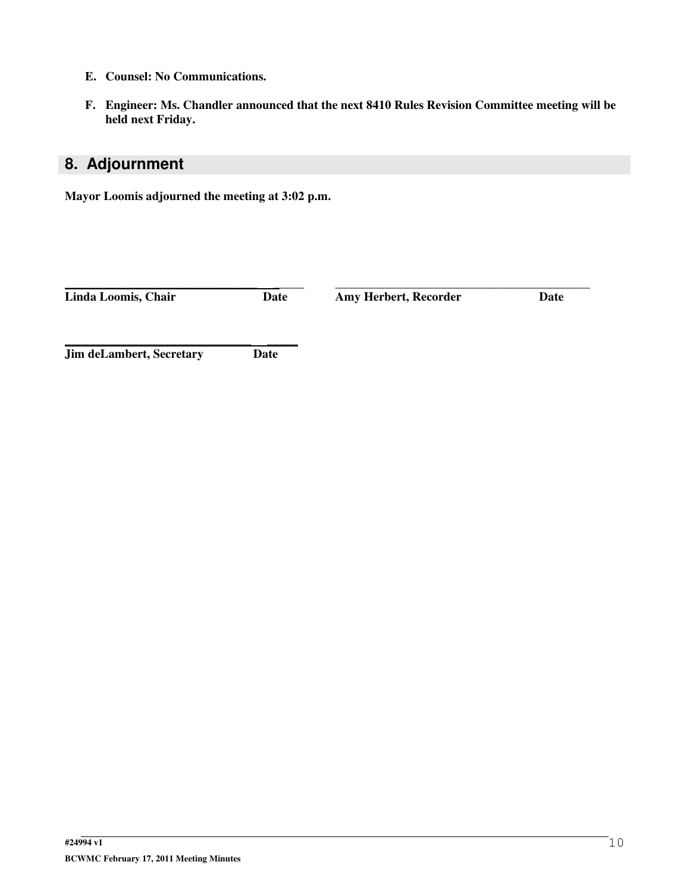**E. Counsel: No Communications.**

**F. Engineer: Ms. Chandler announced that the next 8410 Rules Revision Committee meeting will be held next Friday.**

## 8. Adjournment

**Mayor Loomis adjourned the meeting at 3:02 p.m.**

| | | | |
|---|---|---|---|
| ______________________________ | ______ | ______________________________ | ______ |
| **Linda Loomis, Chair** | **Date** | **Amy Herbert, Recorder** | **Date** |
| ______________________________ | ______ | | |
| **Jim deLambert, Secretary** | **Date** | | |

**#24994 v1**

**BCWMC February 17, 2011 Meeting Minutes**